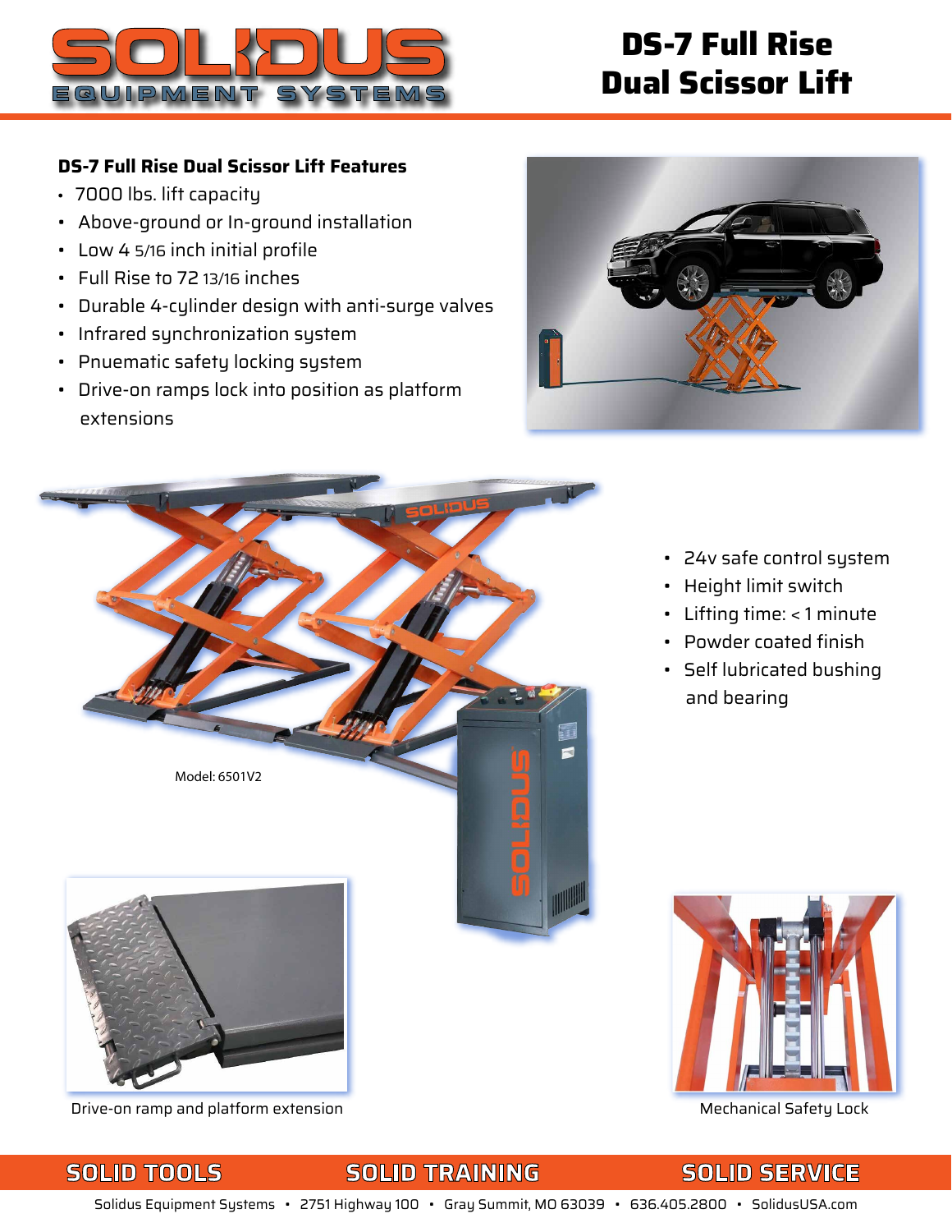# SOLIDUS EQUIPMENT SYSTEMS

# DS-7 Full Rise Dual Scissor Lift

### DS-7 Full Rise Dual Scissor Lift Features

- 7000 lbs. lift capacity
- Above-ground or In-ground installation
- Low 4 5/16 inch initial profile
- Full Rise to 72 13/16 inches
- Durable 4-cylinder design with anti-surge valves
- Infrared synchronization system
- Pnuematic safety locking system
- Drive-on ramps lock into position as platform extensions

Model: 6501V2

- 24v safe control system
- Height limit switch
- Lifting time: < 1 minute
- Powder coated finish
- Self lubricated bushing and bearing

Drive-on ramp and platform extension

Mechanical Safety Lock

SOLID TOOLS SOLID TRAINING SOLID SERVICE

Solidus Equipment Systems • 2751 Highway 100 • Gray Summit, MO 63039 • 636.405.2800 • SolidusUSA.com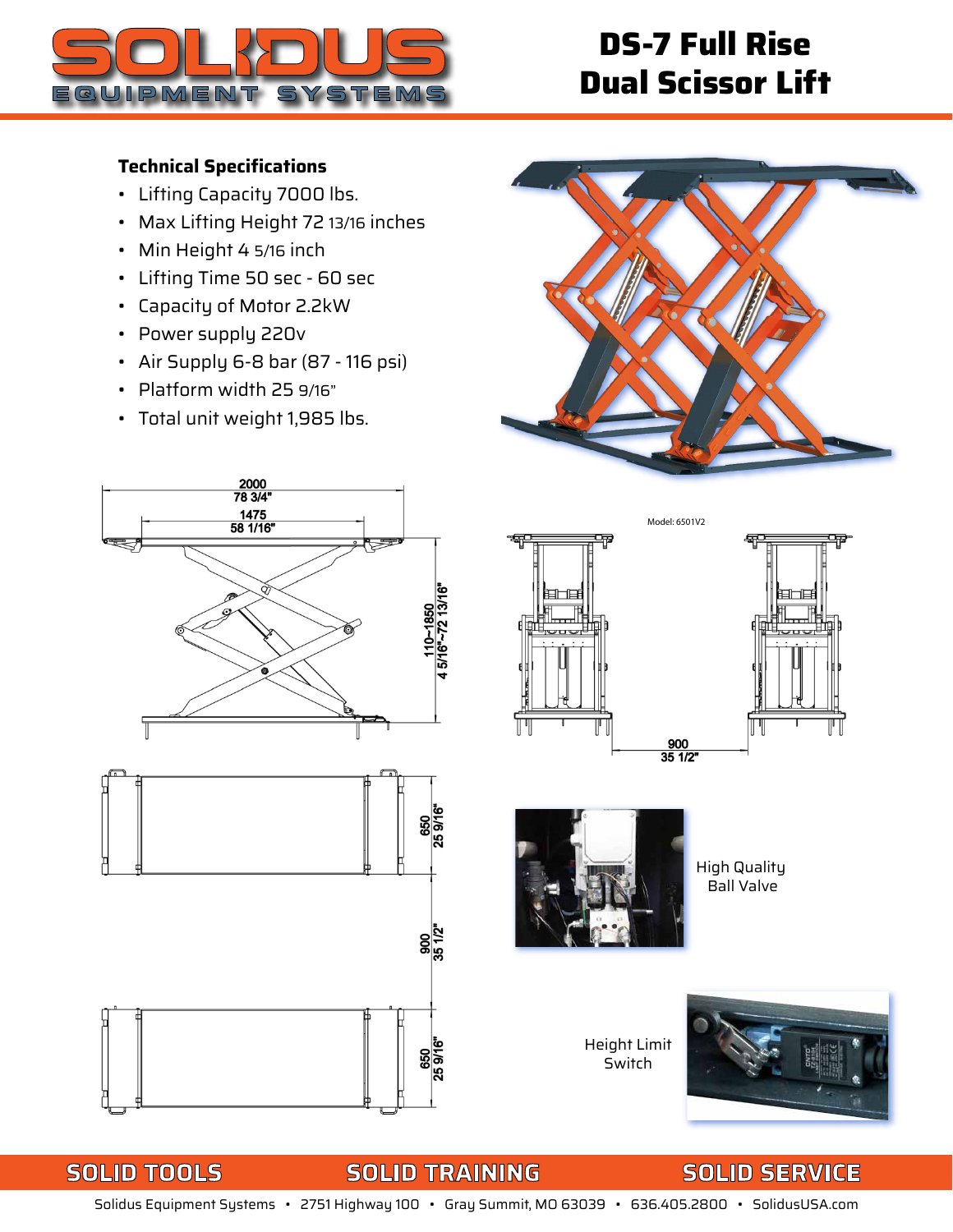# SOLIDUS EQUIPMENT SYSTEMS

# DS-7 Full Rise Dual Scissor Lift

### Technical Specifications

- Lifting Capacity 7000 lbs.
- Max Lifting Height 72 13/16 inches
- Min Height 4 5/16 inch
- Lifting Time 50 sec - 60 sec
- Capacity of Motor 2.2kW
- Power supply 220v
- Air Supply 6-8 bar (87 - 116 psi)
- Platform width 25 9/16"
- Total unit weight 1,985 lbs.

2000
78 3/4"
1475
58 1/16"
110~1850
4 5/16"~72 13/16"

Model: 6501V2

900
35 1/2"

650
25 9/16"
900
35 1/2"
650
25 9/16"

High Quality Ball Valve

Height Limit Switch

SOLID TOOLS SOLID TRAINING SOLID SERVICE

Solidus Equipment Systems • 2751 Highway 100 • Gray Summit, MO 63039 • 636.405.2800 • SolidusUSA.com